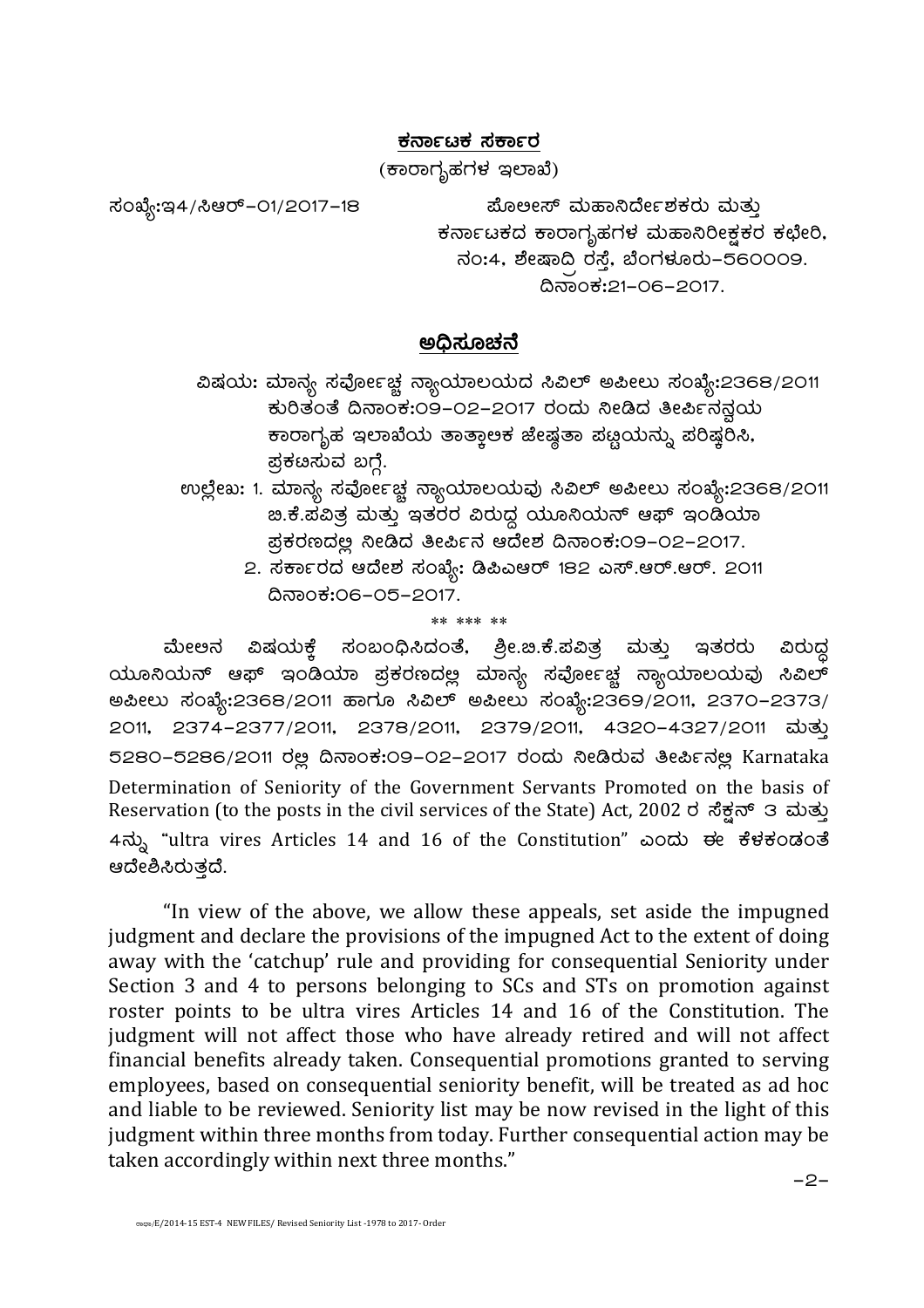**ಕರ್ನಾಟಕ ಸರ್ಕಾರ**
(ಕಾರಾಗೃಹಗಳ ಇಲಾಖೆ)

ಸಂಖ್ಯೆ:ಇ4/ಸಿಆರ್-01/2017-18

ಪೊಲೀಸ್ ಮಹಾನಿರ್ದೇಶಕರು ಮತ್ತು
ಕರ್ನಾಟಕದ ಕಾರಾಗೃಹಗಳ ಮಹಾನಿರೀಕ್ಷಕರ ಕಛೇರಿ,
ನಂ:4, ಶೇಷಾದ್ರಿ ರಸ್ತೆ, ಬೆಂಗಳೂರು-560009.
ದಿನಾಂಕ:21-06-2017.

## ಅಧಿಸೂಚನೆ

ವಿಷಯ: ಮಾನ್ಯ ಸರ್ವೋಚ್ಚ ನ್ಯಾಯಾಲಯದ ಸಿವಿಲ್ ಅಪೀಲು ಸಂಖ್ಯೆ:2368/2011 ಕುರಿತಂತೆ ದಿನಾಂಕ:09-02-2017 ರಂದು ನೀಡಿದ ತೀರ್ಪಿನನ್ವಯ ಕಾರಾಗೃಹ ಇಲಾಖೆಯ ತಾತ್ಕಾಲಿಕ ಜೇಷ್ಠತಾ ಪಟ್ಟಿಯನ್ನು ಪರಿಷ್ಕರಿಸಿ, ಪ್ರಕಟಿಸುವ ಬಗ್ಗೆ.

ಉಲ್ಲೇಖ:
1. ಮಾನ್ಯ ಸರ್ವೋಚ್ಚ ನ್ಯಾಯಾಲಯವು ಸಿವಿಲ್ ಅಪೀಲು ಸಂಖ್ಯೆ:2368/2011 ಬಿ.ಕೆ.ಪವಿತ್ರ ಮತ್ತು ಇತರರ ವಿರುದ್ಧ ಯೂನಿಯನ್ ಆಫ್ ಇಂಡಿಯಾ ಪ್ರಕರಣದಲ್ಲಿ ನೀಡಿದ ತೀರ್ಪಿನ ಆದೇಶ ದಿನಾಂಕ:09-02-2017.
2. ಸರ್ಕಾರದ ಆದೇಶ ಸಂಖ್ಯೆ: ಡಿಪಿಎಆರ್ 182 ಎಸ್.ಆರ್.ಆರ್. 2011 ದಿನಾಂಕ:06-05-2017.

** *** **

ಮೇಲಿನ ವಿಷಯಕ್ಕೆ ಸಂಬಂಧಿಸಿದಂತೆ, ಶ್ರೀ.ಬಿ.ಕೆ.ಪವಿತ್ರ ಮತ್ತು ಇತರರು ವಿರುದ್ಧ ಯೂನಿಯನ್ ಆಫ್ ಇಂಡಿಯಾ ಪ್ರಕರಣದಲ್ಲಿ ಮಾನ್ಯ ಸರ್ವೋಚ್ಚ ನ್ಯಾಯಾಲಯವು ಸಿವಿಲ್ ಅಪೀಲು ಸಂಖ್ಯೆ:2368/2011 ಹಾಗೂ ಸಿವಿಲ್ ಅಪೀಲು ಸಂಖ್ಯೆ:2369/2011, 2370-2373/2011, 2374-2377/2011, 2378/2011, 2379/2011, 4320-4327/2011 ಮತ್ತು 5280-5286/2011 ರಲ್ಲಿ ದಿನಾಂಕ:09-02-2017 ರಂದು ನೀಡಿರುವ ತೀರ್ಪಿನಲ್ಲಿ Karnataka Determination of Seniority of the Government Servants Promoted on the basis of Reservation (to the posts in the civil services of the State) Act, 2002 ರ ಸೆಕ್ಷನ್ 3 ಮತ್ತು 4ನ್ನು "ultra vires Articles 14 and 16 of the Constitution" ಎಂದು ಈ ಕೆಳಕಂಡಂತೆ ಆದೇಶಿಸಿರುತ್ತದೆ.

"In view of the above, we allow these appeals, set aside the impugned judgment and declare the provisions of the impugned Act to the extent of doing away with the 'catchup' rule and providing for consequential Seniority under Section 3 and 4 to persons belonging to SCs and STs on promotion against roster points to be ultra vires Articles 14 and 16 of the Constitution. The judgment will not affect those who have already retired and will not affect financial benefits already taken. Consequential promotions granted to serving employees, based on consequential seniority benefit, will be treated as ad hoc and liable to be reviewed. Seniority list may be now revised in the light of this judgment within three months from today. Further consequential action may be taken accordingly within next three months."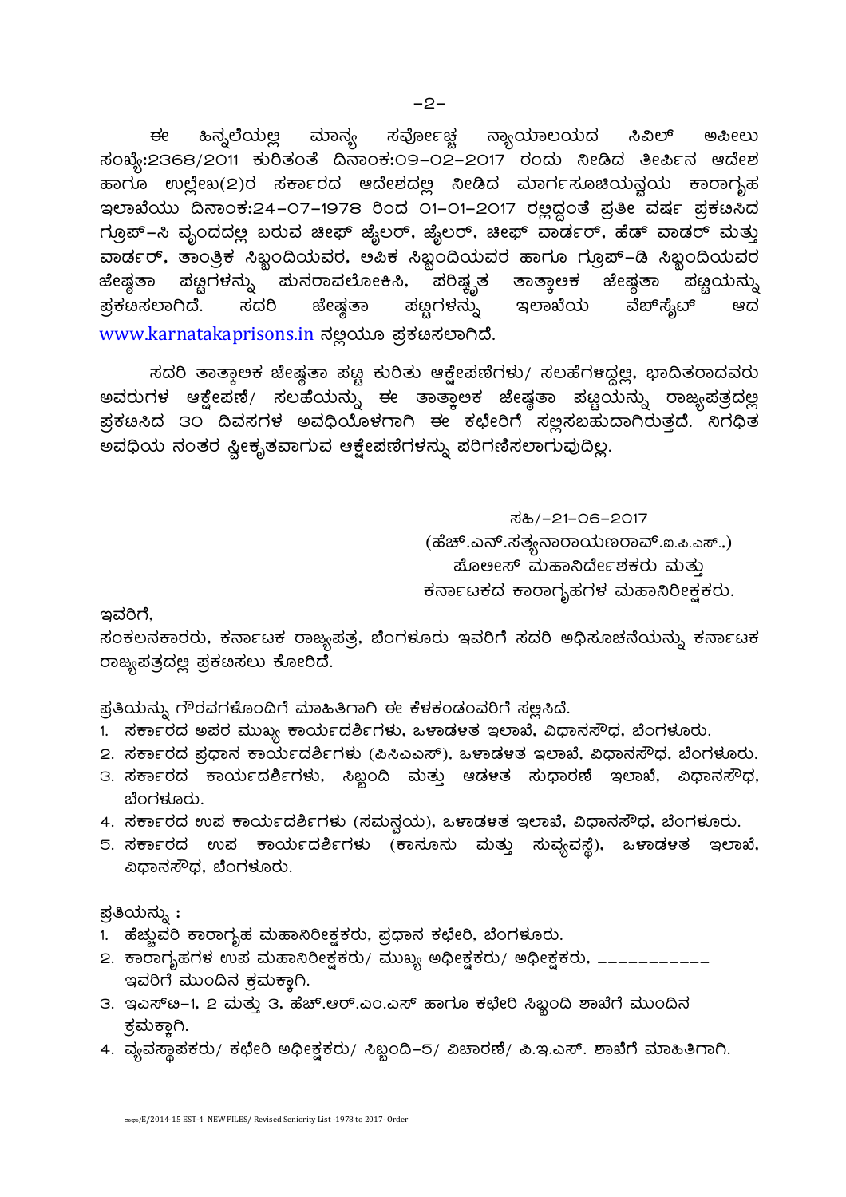ಈ ಹಿನ್ನಲೆಯಲ್ಲಿ ಮಾನ್ಯ ಸರ್ವೋಚ್ಚ ನ್ಯಾಯಾಲಯದ ಸಿವಿಲ್ ಅಪೀಲು ಸಂಖ್ಯೆ:2368/2011 ಕುರಿತಂತೆ ದಿನಾಂಕ:09-02-2017 ರಂದು ನೀಡಿದ ತೀರ್ಪಿನ ಆದೇಶ ಹಾಗೂ ಉಲ್ಲೇಖ(2)ರ ಸರ್ಕಾರದ ಆದೇಶದಲ್ಲಿ ನೀಡಿದ ಮಾರ್ಗಸೂಚಿಯನ್ವಯ ಕಾರಾಗೃಹ ಇಲಾಖೆಯು ದಿನಾಂಕ:24-07-1978 ರಿಂದ 01-01-2017 ರಲ್ಲಿದ್ದಂತೆ ಪ್ರತೀ ವರ್ಷ ಪ್ರಕಟಿಸಿದ ಗ್ರೂಪ್-ಸಿ ವೃಂದದಲ್ಲಿ ಬರುವ ಚೀಫ್ ಜೈಲರ್, ಜೈಲರ್, ಚೀಫ್ ವಾರ್ಡರ್, ಹೆಡ್ ವಾಡರ್ ಮತ್ತು ವಾರ್ಡರ್, ತಾಂತ್ರಿಕ ಸಿಬ್ಬಂದಿಯವರ, ಆಪಿಕ ಸಿಬ್ಬಂದಿಯವರ ಹಾಗೂ ಗ್ರೂಪ್-ಡಿ ಸಿಬ್ಬಂದಿಯವರ ಜೇಷ್ಠತಾ ಪಟ್ಟಿಗಳನ್ನು ಪುನರಾವಲೋಕಿಸಿ, ಪರಿಷ್ಕೃತ ತಾತ್ಕಾಲಿಕ ಜೇಷ್ಠತಾ ಪಟ್ಟಿಯನ್ನು ಪ್ರಕಟಿಸಲಾಗಿದೆ. ಸದರಿ ಜೇಷ್ಠತಾ ಪಟ್ಟಿಗಳನ್ನು ಇಲಾಖೆಯ ವೆಬ್‌ಸೈಟ್ ಆದ www.karnatakaprisons.in ನಲ್ಲಿಯೂ ಪ್ರಕಟಿಸಲಾಗಿದೆ.

ಸದರಿ ತಾತ್ಕಾಲಿಕ ಜೇಷ್ಠತಾ ಪಟ್ಟಿ ಕುರಿತು ಆಕ್ಷೇಪಣೆಗಳು/ ಸಲಹೆಗಳಿದ್ದಲ್ಲಿ, ಭಾದಿತರಾದವರು ಅವರುಗಳ ಆಕ್ಷೇಪಣೆ/ ಸಲಹೆಯನ್ನು ಈ ತಾತ್ಕಾಲಿಕ ಜೇಷ್ಠತಾ ಪಟ್ಟಿಯನ್ನು ರಾಜ್ಯಪತ್ರದಲ್ಲಿ ಪ್ರಕಟಿಸಿದ 30 ದಿವಸಗಳ ಅವಧಿಯೊಳಗಾಗಿ ಈ ಕಛೇರಿಗೆ ಸಲ್ಲಿಸಬಹುದಾಗಿರುತ್ತದೆ. ನಿಗಧಿತ ಅವಧಿಯ ನಂತರ ಸ್ವೀಕೃತವಾಗುವ ಆಕ್ಷೇಪಣೆಗಳನ್ನು ಪರಿಗಣಿಸಲಾಗುವುದಿಲ್ಲ.

ಸಹಿ/-21-06-2017
(ಹೆಚ್.ಎನ್.ಸತ್ಯನಾರಾಯಣರಾವ್.ಐ.ಪಿ.ಎಸ್.)
ಪೊಲೀಸ್ ಮಹಾನಿರ್ದೇಶಕರು ಮತ್ತು
ಕರ್ನಾಟಕದ ಕಾರಾಗೃಹಗಳ ಮಹಾನಿರೀಕ್ಷಕರು.

ಇವರಿಗೆ,
ಸಂಕಲನಕಾರರು, ಕರ್ನಾಟಕ ರಾಜ್ಯಪತ್ರ, ಬೆಂಗಳೂರು ಇವರಿಗೆ ಸದರಿ ಅಧಿಸೂಚನೆಯನ್ನು ಕರ್ನಾಟಕ ರಾಜ್ಯಪತ್ರದಲ್ಲಿ ಪ್ರಕಟಿಸಲು ಕೋರಿದೆ.

ಪ್ರತಿಯನ್ನು ಗೌರವಗಳೊಂದಿಗೆ ಮಾಹಿತಿಗಾಗಿ ಈ ಕೆಳಕಂಡಂವರಿಗೆ ಸಲ್ಲಿಸಿದೆ.

1. ಸರ್ಕಾರದ ಅಪರ ಮುಖ್ಯ ಕಾರ್ಯದರ್ಶಿಗಳು, ಒಳಾಡಳಿತ ಇಲಾಖೆ, ವಿಧಾನಸೌಧ, ಬೆಂಗಳೂರು.
2. ಸರ್ಕಾರದ ಪ್ರಧಾನ ಕಾರ್ಯದರ್ಶಿಗಳು (ಪಿಸಿಎಎಸ್), ಒಳಾಡಳಿತ ಇಲಾಖೆ, ವಿಧಾನಸೌಧ, ಬೆಂಗಳೂರು.
3. ಸರ್ಕಾರದ ಕಾರ್ಯದರ್ಶಿಗಳು, ಸಿಬ್ಬಂದಿ ಮತ್ತು ಆಡಳಿತ ಸುಧಾರಣೆ ಇಲಾಖೆ, ವಿಧಾನಸೌಧ, ಬೆಂಗಳೂರು.
4. ಸರ್ಕಾರದ ಉಪ ಕಾರ್ಯದರ್ಶಿಗಳು (ಸಮನ್ವಯ), ಒಳಾಡಳಿತ ಇಲಾಖೆ, ವಿಧಾನಸೌಧ, ಬೆಂಗಳೂರು.
5. ಸರ್ಕಾರದ ಉಪ ಕಾರ್ಯದರ್ಶಿಗಳು (ಕಾನೂನು ಮತ್ತು ಸುವ್ಯವಸ್ಥೆ), ಒಳಾಡಳಿತ ಇಲಾಖೆ, ವಿಧಾನಸೌಧ, ಬೆಂಗಳೂರು.

ಪ್ರತಿಯನ್ನು :

1. ಹೆಚ್ಚುವರಿ ಕಾರಾಗೃಹ ಮಹಾನಿರೀಕ್ಷಕರು, ಪ್ರಧಾನ ಕಛೇರಿ, ಬೆಂಗಳೂರು.
2. ಕಾರಾಗೃಹಗಳ ಉಪ ಮಹಾನಿರೀಕ್ಷಕರು/ ಮುಖ್ಯ ಅಧೀಕ್ಷಕರು/ ಅಧೀಕ್ಷಕರು, ___________ ಇವರಿಗೆ ಮುಂದಿನ ಕ್ರಮಕ್ಕಾಗಿ.
3. ಇಎಸ್‌ಟಿ-1, 2 ಮತ್ತು 3, ಹೆಚ್.ಆರ್.ಎಂ.ಎಸ್ ಹಾಗೂ ಕಛೇರಿ ಸಿಬ್ಬಂದಿ ಶಾಖೆಗೆ ಮುಂದಿನ ಕ್ರಮಕ್ಕಾಗಿ.
4. ವ್ಯವಸ್ಥಾಪಕರು/ ಕಛೇರಿ ಅಧೀಕ್ಷಕರು/ ಸಿಬ್ಬಂದಿ-5/ ವಿಚಾರಣೆ/ ಪಿ.ಇ.ಎಸ್. ಶಾಖೆಗೆ ಮಾಹಿತಿಗಾಗಿ.

ರಾಜ್ಯ/E/2014-15 EST-4 NEW FILES/ Revised Seniority List -1978 to 2017- Order